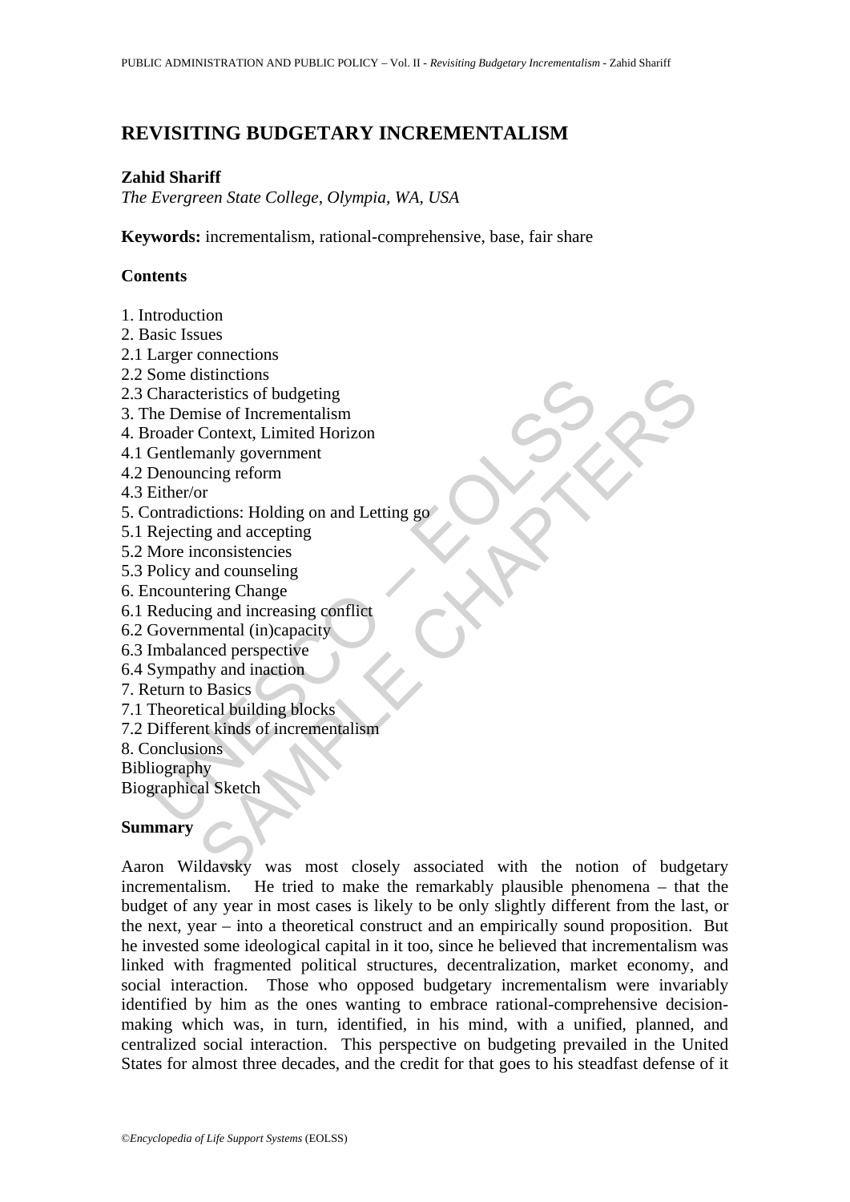# REVISITING BUDGETARY INCREMENTALISM

**Zahid Shariff**

*The Evergreen State College, Olympia, WA, USA*

**Keywords:** incrementalism, rational-comprehensive, base, fair share

**Contents**

1. Introduction
2. Basic Issues
2.1 Larger connections
2.2 Some distinctions
2.3 Characteristics of budgeting
3. The Demise of Incrementalism
4. Broader Context, Limited Horizon
4.1 Gentlemanly government
4.2 Denouncing reform
4.3 Either/or
5. Contradictions: Holding on and Letting go
5.1 Rejecting and accepting
5.2 More inconsistencies
5.3 Policy and counseling
6. Encountering Change
6.1 Reducing and increasing conflict
6.2 Governmental (in)capacity
6.3 Imbalanced perspective
6.4 Sympathy and inaction
7. Return to Basics
7.1 Theoretical building blocks
7.2 Different kinds of incrementalism
8. Conclusions

Bibliography

Biographical Sketch

**Summary**

Aaron Wildavsky was most closely associated with the notion of budgetary incrementalism. He tried to make the remarkably plausible phenomena – that the budget of any year in most cases is likely to be only slightly different from the last, or the next, year – into a theoretical construct and an empirically sound proposition. But he invested some ideological capital in it too, since he believed that incrementalism was linked with fragmented political structures, decentralization, market economy, and social interaction. Those who opposed budgetary incrementalism were invariably identified by him as the ones wanting to embrace rational-comprehensive decision-making which was, in turn, identified, in his mind, with a unified, planned, and centralized social interaction. This perspective on budgeting prevailed in the United States for almost three decades, and the credit for that goes to his steadfast defense of it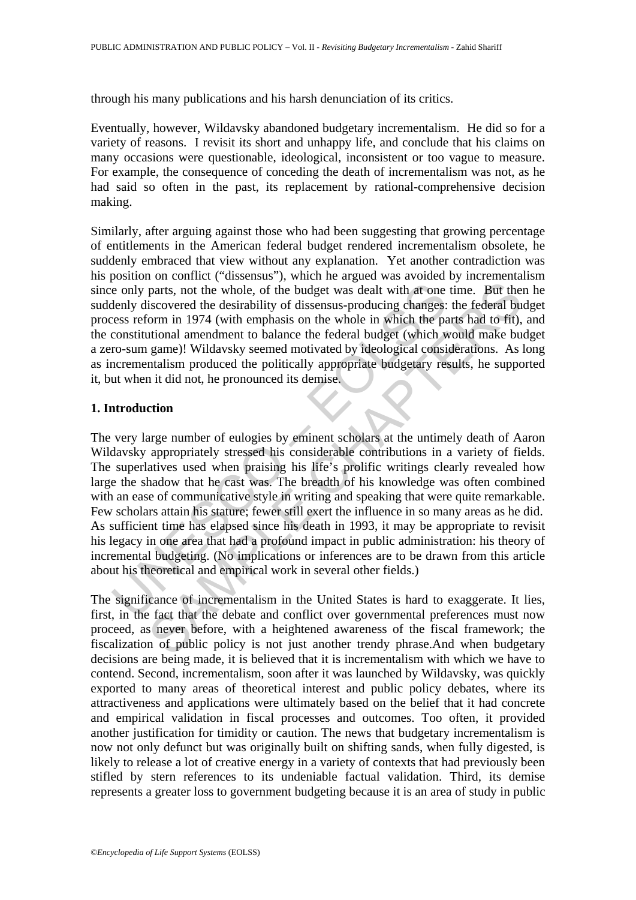through his many publications and his harsh denunciation of its critics.

Eventually, however, Wildavsky abandoned budgetary incrementalism. He did so for a variety of reasons. I revisit its short and unhappy life, and conclude that his claims on many occasions were questionable, ideological, inconsistent or too vague to measure. For example, the consequence of conceding the death of incrementalism was not, as he had said so often in the past, its replacement by rational-comprehensive decision making.

Similarly, after arguing against those who had been suggesting that growing percentage of entitlements in the American federal budget rendered incrementalism obsolete, he suddenly embraced that view without any explanation. Yet another contradiction was his position on conflict ("dissensus"), which he argued was avoided by incrementalism since only parts, not the whole, of the budget was dealt with at one time. But then he suddenly discovered the desirability of dissensus-producing changes: the federal budget process reform in 1974 (with emphasis on the whole in which the parts had to fit), and the constitutional amendment to balance the federal budget (which would make budget a zero-sum game)! Wildavsky seemed motivated by ideological considerations. As long as incrementalism produced the politically appropriate budgetary results, he supported it, but when it did not, he pronounced its demise.

## 1. Introduction

The very large number of eulogies by eminent scholars at the untimely death of Aaron Wildavsky appropriately stressed his considerable contributions in a variety of fields. The superlatives used when praising his life's prolific writings clearly revealed how large the shadow that he cast was. The breadth of his knowledge was often combined with an ease of communicative style in writing and speaking that were quite remarkable. Few scholars attain his stature; fewer still exert the influence in so many areas as he did. As sufficient time has elapsed since his death in 1993, it may be appropriate to revisit his legacy in one area that had a profound impact in public administration: his theory of incremental budgeting. (No implications or inferences are to be drawn from this article about his theoretical and empirical work in several other fields.)

The significance of incrementalism in the United States is hard to exaggerate. It lies, first, in the fact that the debate and conflict over governmental preferences must now proceed, as never before, with a heightened awareness of the fiscal framework; the fiscalization of public policy is not just another trendy phrase.And when budgetary decisions are being made, it is believed that it is incrementalism with which we have to contend. Second, incrementalism, soon after it was launched by Wildavsky, was quickly exported to many areas of theoretical interest and public policy debates, where its attractiveness and applications were ultimately based on the belief that it had concrete and empirical validation in fiscal processes and outcomes. Too often, it provided another justification for timidity or caution. The news that budgetary incrementalism is now not only defunct but was originally built on shifting sands, when fully digested, is likely to release a lot of creative energy in a variety of contexts that had previously been stifled by stern references to its undeniable factual validation. Third, its demise represents a greater loss to government budgeting because it is an area of study in public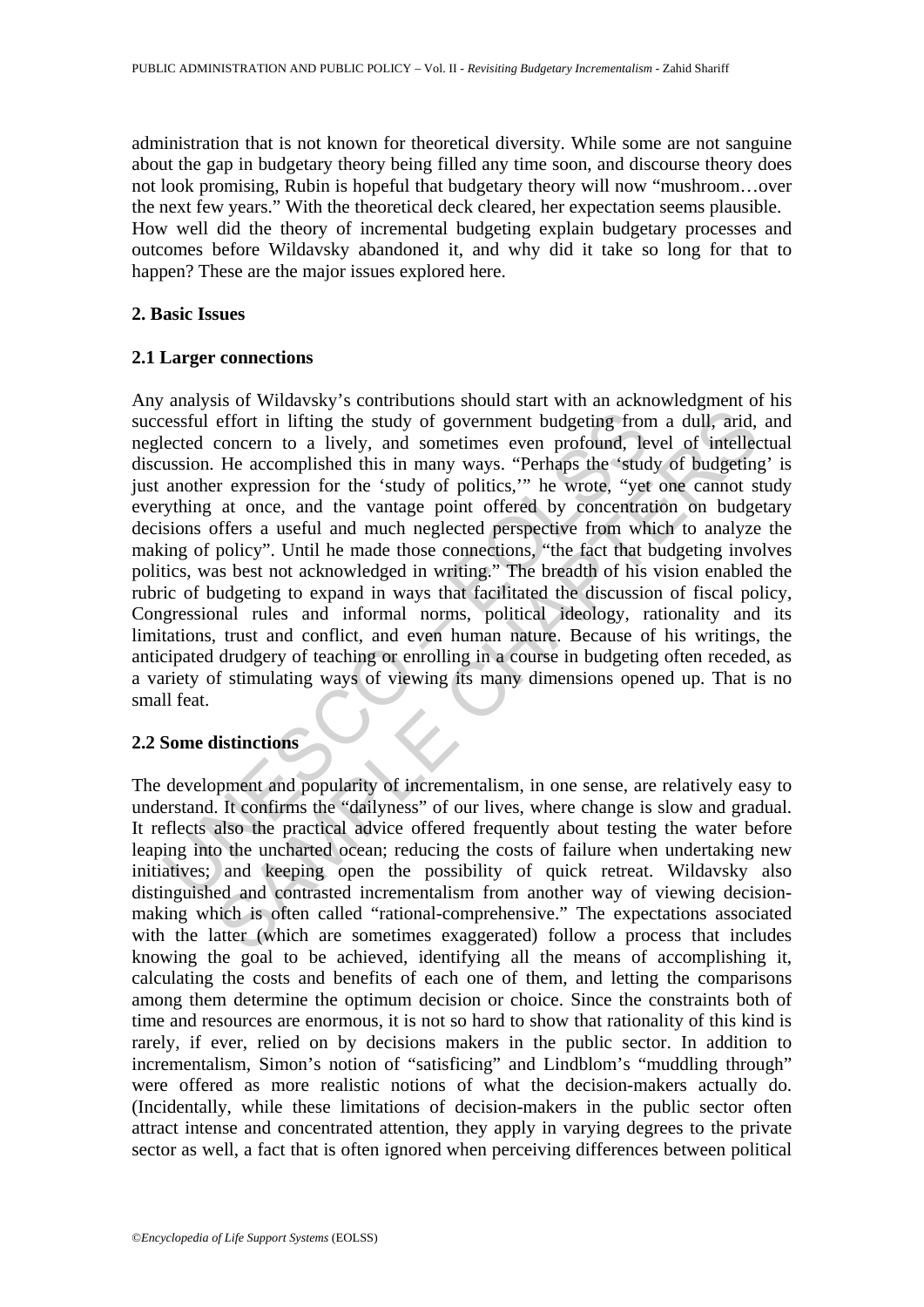administration that is not known for theoretical diversity. While some are not sanguine about the gap in budgetary theory being filled any time soon, and discourse theory does not look promising, Rubin is hopeful that budgetary theory will now "mushroom…over the next few years." With the theoretical deck cleared, her expectation seems plausible. How well did the theory of incremental budgeting explain budgetary processes and outcomes before Wildavsky abandoned it, and why did it take so long for that to happen? These are the major issues explored here.

## 2. Basic Issues

### 2.1 Larger connections

Any analysis of Wildavsky's contributions should start with an acknowledgment of his successful effort in lifting the study of government budgeting from a dull, arid, and neglected concern to a lively, and sometimes even profound, level of intellectual discussion. He accomplished this in many ways. "Perhaps the 'study of budgeting' is just another expression for the 'study of politics,'" he wrote, "yet one cannot study everything at once, and the vantage point offered by concentration on budgetary decisions offers a useful and much neglected perspective from which to analyze the making of policy". Until he made those connections, "the fact that budgeting involves politics, was best not acknowledged in writing." The breadth of his vision enabled the rubric of budgeting to expand in ways that facilitated the discussion of fiscal policy, Congressional rules and informal norms, political ideology, rationality and its limitations, trust and conflict, and even human nature. Because of his writings, the anticipated drudgery of teaching or enrolling in a course in budgeting often receded, as a variety of stimulating ways of viewing its many dimensions opened up. That is no small feat.

### 2.2 Some distinctions

The development and popularity of incrementalism, in one sense, are relatively easy to understand. It confirms the "dailyness" of our lives, where change is slow and gradual. It reflects also the practical advice offered frequently about testing the water before leaping into the uncharted ocean; reducing the costs of failure when undertaking new initiatives; and keeping open the possibility of quick retreat. Wildavsky also distinguished and contrasted incrementalism from another way of viewing decision-making which is often called "rational-comprehensive." The expectations associated with the latter (which are sometimes exaggerated) follow a process that includes knowing the goal to be achieved, identifying all the means of accomplishing it, calculating the costs and benefits of each one of them, and letting the comparisons among them determine the optimum decision or choice. Since the constraints both of time and resources are enormous, it is not so hard to show that rationality of this kind is rarely, if ever, relied on by decisions makers in the public sector. In addition to incrementalism, Simon's notion of "satisficing" and Lindblom's "muddling through" were offered as more realistic notions of what the decision-makers actually do. (Incidentally, while these limitations of decision-makers in the public sector often attract intense and concentrated attention, they apply in varying degrees to the private sector as well, a fact that is often ignored when perceiving differences between political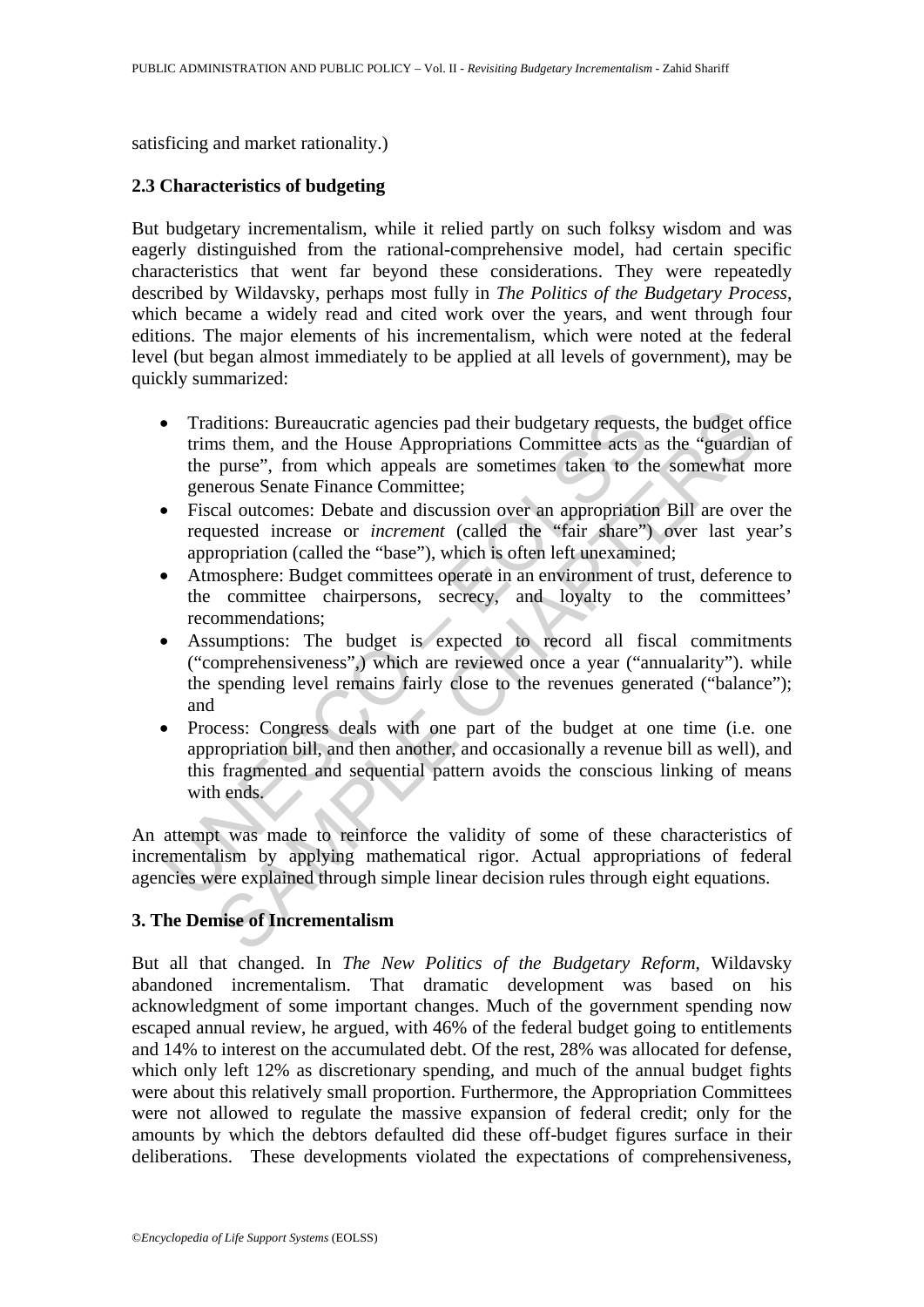satisficing and market rationality.)

## 2.3 Characteristics of budgeting

But budgetary incrementalism, while it relied partly on such folksy wisdom and was eagerly distinguished from the rational-comprehensive model, had certain specific characteristics that went far beyond these considerations. They were repeatedly described by Wildavsky, perhaps most fully in *The Politics of the Budgetary Process*, which became a widely read and cited work over the years, and went through four editions. The major elements of his incrementalism, which were noted at the federal level (but began almost immediately to be applied at all levels of government), may be quickly summarized:

- Traditions: Bureaucratic agencies pad their budgetary requests, the budget office trims them, and the House Appropriations Committee acts as the "guardian of the purse", from which appeals are sometimes taken to the somewhat more generous Senate Finance Committee;
- Fiscal outcomes: Debate and discussion over an appropriation Bill are over the requested increase or *increment* (called the "fair share") over last year's appropriation (called the "base"), which is often left unexamined;
- Atmosphere: Budget committees operate in an environment of trust, deference to the committee chairpersons, secrecy, and loyalty to the committees' recommendations;
- Assumptions: The budget is expected to record all fiscal commitments ("comprehensiveness",) which are reviewed once a year ("annualarity"). while the spending level remains fairly close to the revenues generated ("balance"); and
- Process: Congress deals with one part of the budget at one time (i.e. one appropriation bill, and then another, and occasionally a revenue bill as well), and this fragmented and sequential pattern avoids the conscious linking of means with ends.

An attempt was made to reinforce the validity of some of these characteristics of incrementalism by applying mathematical rigor. Actual appropriations of federal agencies were explained through simple linear decision rules through eight equations.

# 3. The Demise of Incrementalism

But all that changed. In *The New Politics of the Budgetary Reform*, Wildavsky abandoned incrementalism. That dramatic development was based on his acknowledgment of some important changes. Much of the government spending now escaped annual review, he argued, with 46% of the federal budget going to entitlements and 14% to interest on the accumulated debt. Of the rest, 28% was allocated for defense, which only left 12% as discretionary spending, and much of the annual budget fights were about this relatively small proportion. Furthermore, the Appropriation Committees were not allowed to regulate the massive expansion of federal credit; only for the amounts by which the debtors defaulted did these off-budget figures surface in their deliberations. These developments violated the expectations of comprehensiveness,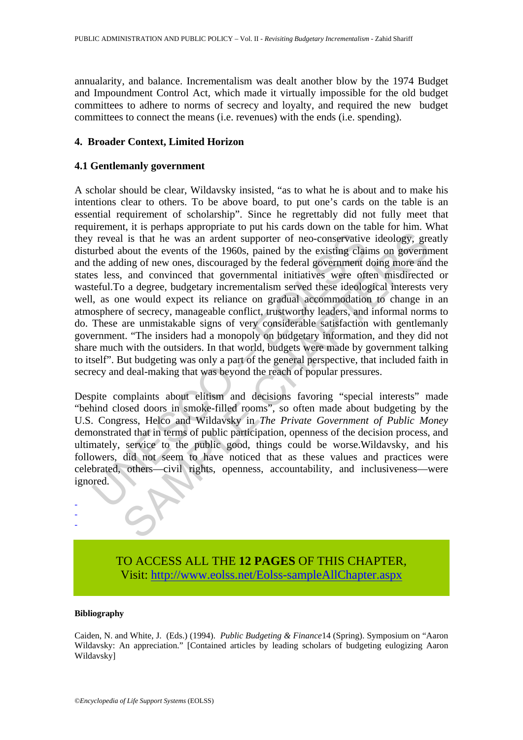annualarity, and balance. Incrementalism was dealt another blow by the 1974 Budget and Impoundment Control Act, which made it virtually impossible for the old budget committees to adhere to norms of secrecy and loyalty, and required the new budget committees to connect the means (i.e. revenues) with the ends (i.e. spending).

## 4. Broader Context, Limited Horizon

### 4.1 Gentlemanly government

A scholar should be clear, Wildavsky insisted, "as to what he is about and to make his intentions clear to others. To be above board, to put one's cards on the table is an essential requirement of scholarship". Since he regrettably did not fully meet that requirement, it is perhaps appropriate to put his cards down on the table for him. What they reveal is that he was an ardent supporter of neo-conservative ideology, greatly disturbed about the events of the 1960s, pained by the existing claims on government and the adding of new ones, discouraged by the federal government doing more and the states less, and convinced that governmental initiatives were often misdirected or wasteful.To a degree, budgetary incrementalism served these ideological interests very well, as one would expect its reliance on gradual accommodation to change in an atmosphere of secrecy, manageable conflict, trustworthy leaders, and informal norms to do. These are unmistakable signs of very considerable satisfaction with gentlemanly government. "The insiders had a monopoly on budgetary information, and they did not share much with the outsiders. In that world, budgets were made by government talking to itself". But budgeting was only a part of the general perspective, that included faith in secrecy and deal-making that was beyond the reach of popular pressures.

Despite complaints about elitism and decisions favoring "special interests" made "behind closed doors in smoke-filled rooms", so often made about budgeting by the U.S. Congress, Helco and Wildavsky in *The Private Government of Public Money* demonstrated that in terms of public participation, openness of the decision process, and ultimately, service to the public good, things could be worse.Wildavsky, and his followers, did not seem to have noticed that as these values and practices were celebrated, others—civil rights, openness, accountability, and inclusiveness—were ignored.

-
-
-

TO ACCESS ALL THE **12 PAGES** OF THIS CHAPTER,
Visit: http://www.eolss.net/Eolss-sampleAllChapter.aspx

#### Bibliography

Caiden, N. and White, J. (Eds.) (1994). *Public Budgeting & Finance* 14 (Spring). Symposium on "Aaron Wildavsky: An appreciation." [Contained articles by leading scholars of budgeting eulogizing Aaron Wildavsky]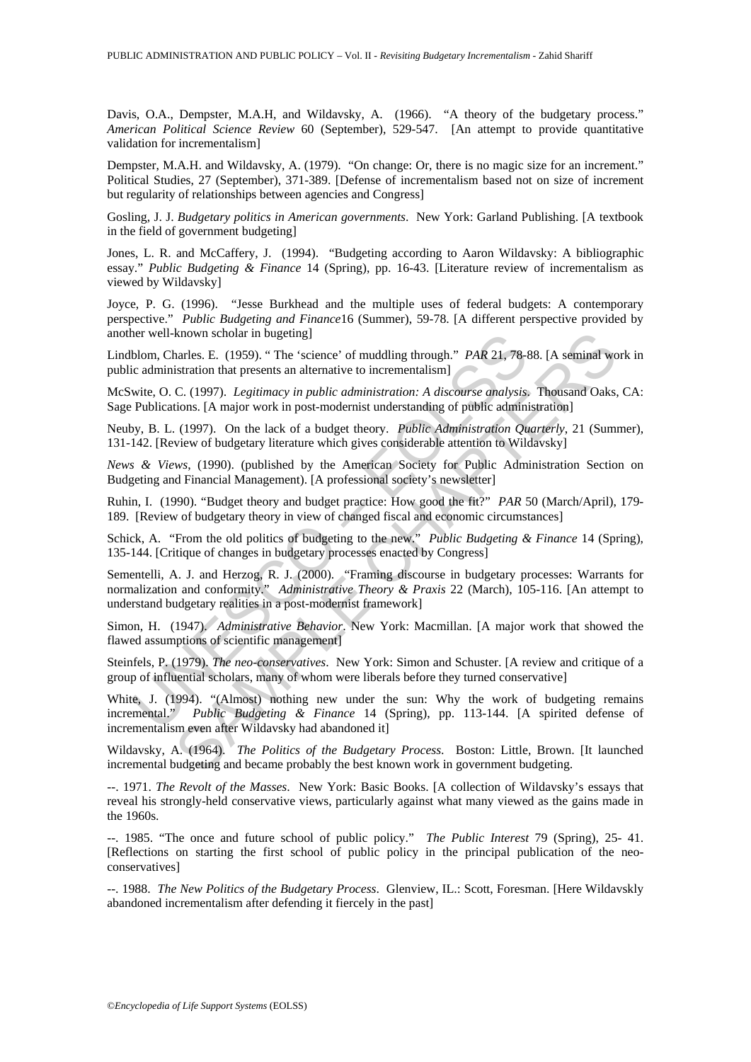Davis, O.A., Dempster, M.A.H, and Wildavsky, A. (1966). "A theory of the budgetary process." *American Political Science Review* 60 (September), 529-547. [An attempt to provide quantitative validation for incrementalism]

Dempster, M.A.H. and Wildavsky, A. (1979). "On change: Or, there is no magic size for an increment." Political Studies, 27 (September), 371-389. [Defense of incrementalism based not on size of increment but regularity of relationships between agencies and Congress]

Gosling, J. J. *Budgetary politics in American governments*. New York: Garland Publishing. [A textbook in the field of government budgeting]

Jones, L. R. and McCaffery, J. (1994). "Budgeting according to Aaron Wildavsky: A bibliographic essay." *Public Budgeting & Finance* 14 (Spring), pp. 16-43. [Literature review of incrementalism as viewed by Wildavsky]

Joyce, P. G. (1996). "Jesse Burkhead and the multiple uses of federal budgets: A contemporary perspective." *Public Budgeting and Finance*16 (Summer), 59-78. [A different perspective provided by another well-known scholar in bugeting]

Lindblom, Charles. E. (1959). " The 'science' of muddling through." *PAR* 21, 78-88. [A seminal work in public administration that presents an alternative to incrementalism]

McSwite, O. C. (1997). *Legitimacy in public administration: A discourse analysis*. Thousand Oaks, CA: Sage Publications. [A major work in post-modernist understanding of public administration]

Neuby, B. L. (1997). On the lack of a budget theory. *Public Administration Quarterly*, 21 (Summer), 131-142. [Review of budgetary literature which gives considerable attention to Wildavsky]

*News & Views*, (1990). (published by the American Society for Public Administration Section on Budgeting and Financial Management). [A professional society's newsletter]

Ruhin, I. (1990). "Budget theory and budget practice: How good the fit?" *PAR* 50 (March/April), 179-189. [Review of budgetary theory in view of changed fiscal and economic circumstances]

Schick, A. "From the old politics of budgeting to the new." *Public Budgeting & Finance* 14 (Spring), 135-144. [Critique of changes in budgetary processes enacted by Congress]

Sementelli, A. J. and Herzog, R. J. (2000). "Framing discourse in budgetary processes: Warrants for normalization and conformity." *Administrative Theory & Praxis* 22 (March), 105-116. [An attempt to understand budgetary realities in a post-modernist framework]

Simon, H. (1947). *Administrative Behavior*. New York: Macmillan. [A major work that showed the flawed assumptions of scientific management]

Steinfels, P. (1979). *The neo-conservatives*. New York: Simon and Schuster. [A review and critique of a group of influential scholars, many of whom were liberals before they turned conservative]

White, J. (1994). "(Almost) nothing new under the sun: Why the work of budgeting remains incremental." *Public Budgeting & Finance* 14 (Spring), pp. 113-144. [A spirited defense of incrementalism even after Wildavsky had abandoned it]

Wildavsky, A. (1964). *The Politics of the Budgetary Process*. Boston: Little, Brown. [It launched incremental budgeting and became probably the best known work in government budgeting.

--. 1971. *The Revolt of the Masses*. New York: Basic Books. [A collection of Wildavsky's essays that reveal his strongly-held conservative views, particularly against what many viewed as the gains made in the 1960s.

--. 1985. "The once and future school of public policy." *The Public Interest* 79 (Spring), 25- 41. [Reflections on starting the first school of public policy in the principal publication of the neo-conservatives]

--. 1988. *The New Politics of the Budgetary Process*. Glenview, IL.: Scott, Foresman. [Here Wildavskly abandoned incrementalism after defending it fiercely in the past]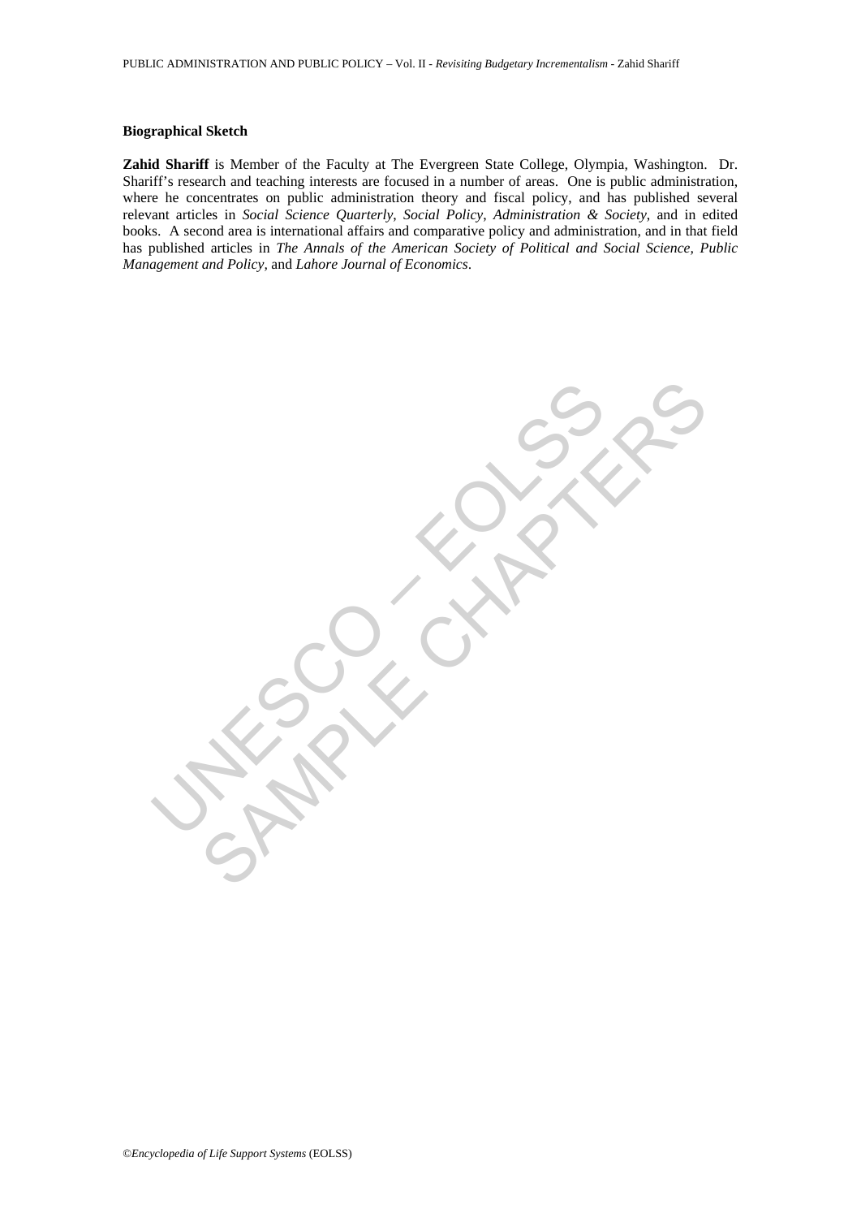**Biographical Sketch**

**Zahid Shariff** is Member of the Faculty at The Evergreen State College, Olympia, Washington. Dr. Shariff's research and teaching interests are focused in a number of areas. One is public administration, where he concentrates on public administration theory and fiscal policy, and has published several relevant articles in *Social Science Quarterly*, *Social Policy*, *Administration & Society*, and in edited books. A second area is international affairs and comparative policy and administration, and in that field has published articles in *The Annals of the American Society of Political and Social Science, Public Management and Policy,* and *Lahore Journal of Economics*.